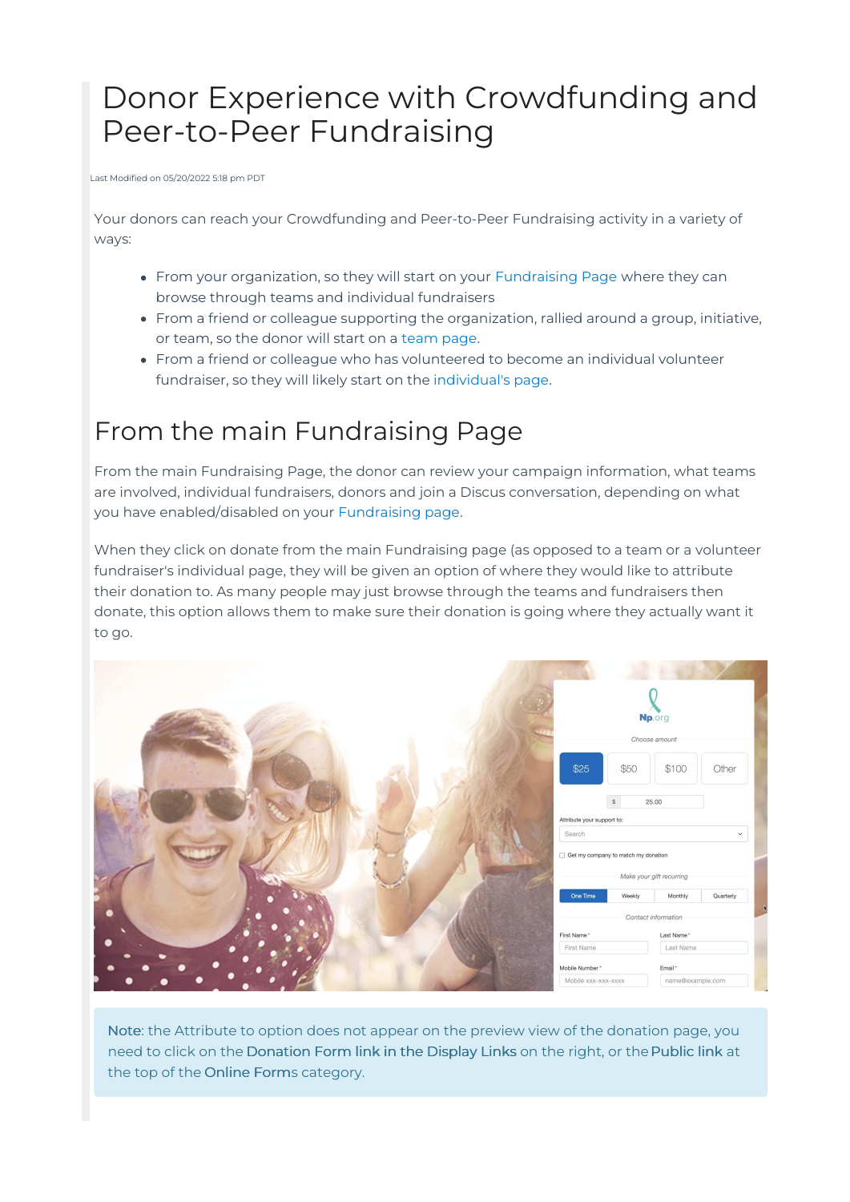# Donor Experience with Crowdfunding and Peer-to-Peer Fundraising

Last Modified on 05/20/2022 5:18 pm PDT

Your donors can reach your Crowdfunding and Peer-to-Peer Fundraising activity in a variety of ways:

- From your organization, so they will start on your Fundraising Page where they can browse through teams and individual fundraisers
- From a friend or colleague supporting the organization, rallied around a group, initiative, or team, so the donor will start on a team page.
- From a friend or colleague who has volunteered to become an individual volunteer fundraiser, so they will likely start on the individual's page.

## From the main Fundraising Page

From the main Fundraising Page, the donor can review your campaign information, what teams are involved, individual fundraisers, donors and join a Discus conversation, depending on what you have enabled/disabled on your Fundraising page.

When they click on donate from the main Fundraising page (as opposed to a team or a volunteer fundraiser's individual page, they will be given an option of where they would like to attribute their donation to. As many people may just browse through the teams and fundraisers then donate, this option allows them to make sure their donation is going where they actually want it to go.

**Note**: the Attribute to option does not appear on the preview view of the donation page, you need to click on the **Donation Form link in the Display Links** on the right, or the **Public link** at the top of the **Online Form**s category.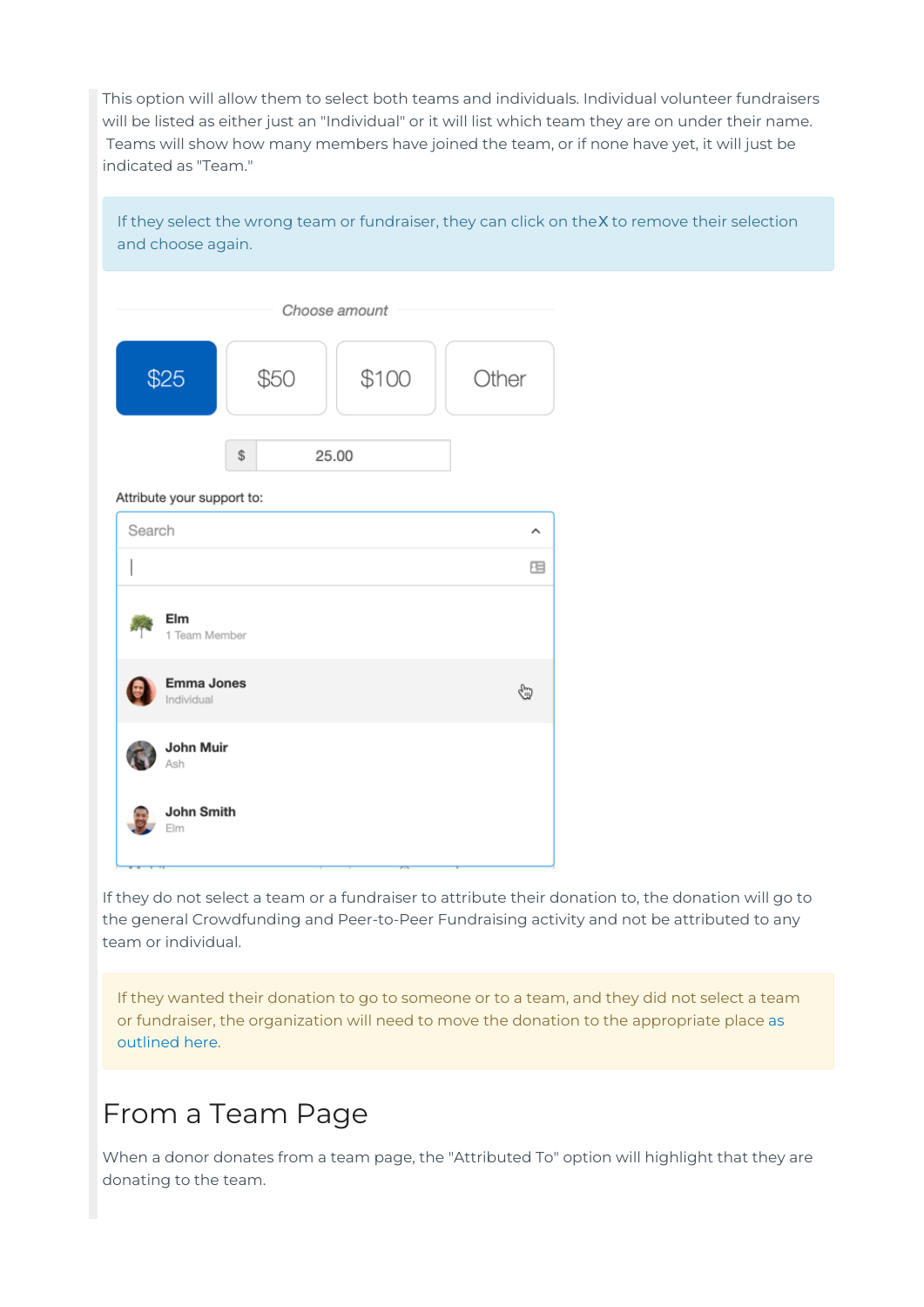This option will allow them to select both teams and individuals. Individual volunteer fundraisers will be listed as either just an "Individual" or it will list which team they are on under their name. Teams will show how many members have joined the team, or if none have yet, it will just be indicated as "Team."

> If they select the wrong team or fundraiser, they can click on the **X** to remove their selection and choose again.

Choose amount

$25 | $50 | $100 | Other

$ 25.00

Attribute your support to:

Search

Elm
1 Team Member

Emma Jones
Individual

John Muir
Ash

John Smith
Elm

If they do not select a team or a fundraiser to attribute their donation to, the donation will go to the general Crowdfunding and Peer-to-Peer Fundraising activity and not be attributed to any team or individual.

> If they wanted their donation to go to someone or to a team, and they did not select a team or fundraiser, the organization will need to move the donation to the appropriate place as outlined here.

# From a Team Page

When a donor donates from a team page, the "Attributed To" option will highlight that they are donating to the team.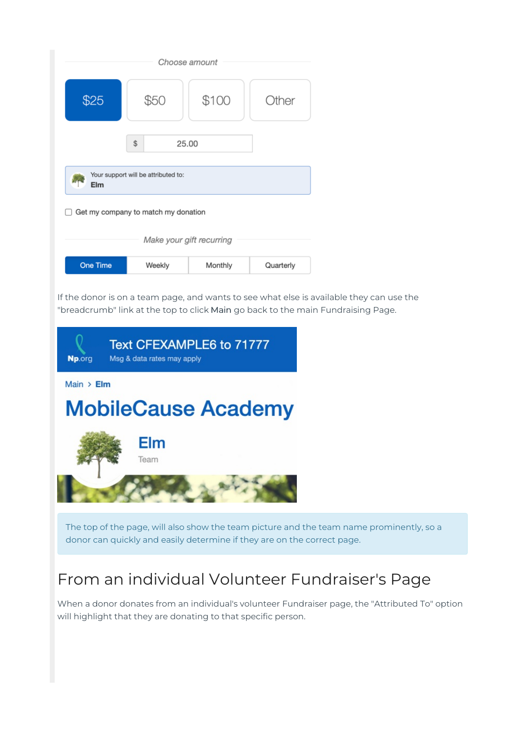Choose amount

$25 | $50 | $100 | Other

$ 25.00

Your support will be attributed to:
**Elm**

Get my company to match my donation

Make your gift recurring

One Time | Weekly | Monthly | Quarterly

If the donor is on a team page, and wants to see what else is available they can use the "breadcrumb" link at the top to click **Main** go back to the main Fundraising Page.

Text CFEXAMPLE6 to 71777
Msg & data rates may apply

Main > Elm

MobileCause Academy

Elm
Team

The top of the page, will also show the team picture and the team name prominently, so a donor can quickly and easily determine if they are on the correct page.

# From an individual Volunteer Fundraiser's Page

When a donor donates from an individual's volunteer Fundraiser page, the "Attributed To" option will highlight that they are donating to that specific person.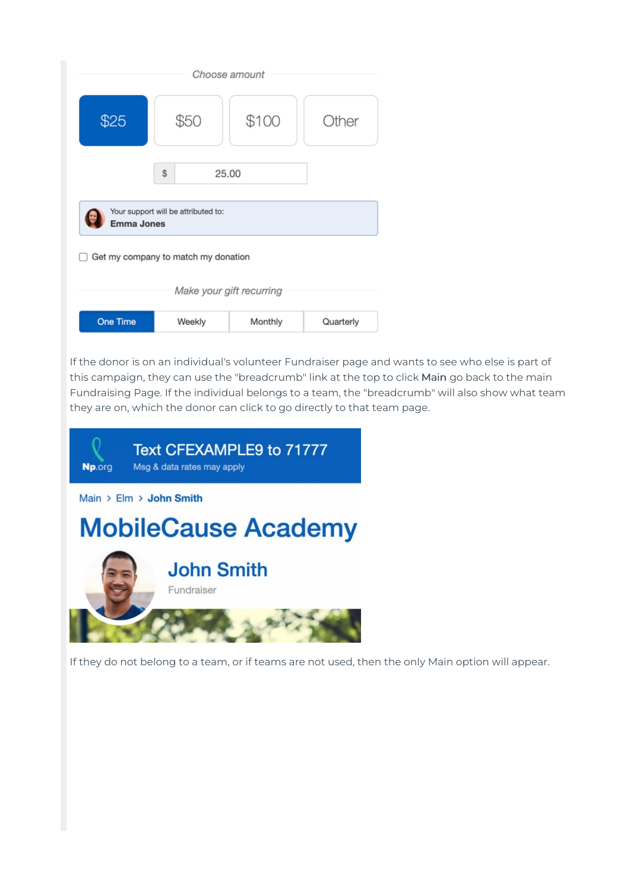If the donor is on an individual's volunteer Fundraiser page and wants to see who else is part of this campaign, they can use the "breadcrumb" link at the top to click **Main** go back to the main Fundraising Page. If the individual belongs to a team, the "breadcrumb" will also show what team they are on, which the donor can click to go directly to that team page.

If they do not belong to a team, or if teams are not used, then the only Main option will appear.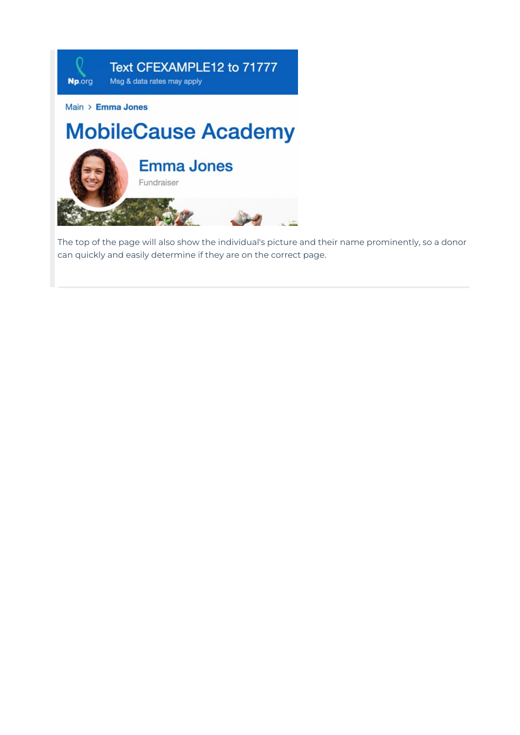The top of the page will also show the individual's picture and their name prominently, so a donor can quickly and easily determine if they are on the correct page.